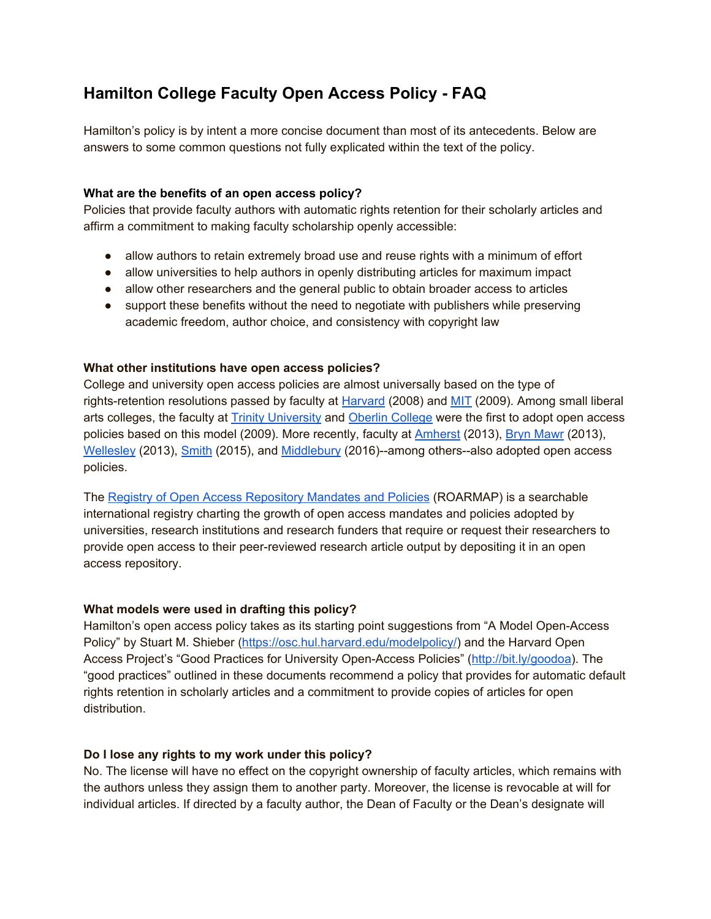# Hamilton College Faculty Open Access Policy - FAQ

Hamilton's policy is by intent a more concise document than most of its antecedents. Below are answers to some common questions not fully explicated within the text of the policy.

**What are the benefits of an open access policy?**
Policies that provide faculty authors with automatic rights retention for their scholarly articles and affirm a commitment to making faculty scholarship openly accessible:

- allow authors to retain extremely broad use and reuse rights with a minimum of effort
- allow universities to help authors in openly distributing articles for maximum impact
- allow other researchers and the general public to obtain broader access to articles
- support these benefits without the need to negotiate with publishers while preserving academic freedom, author choice, and consistency with copyright law

**What other institutions have open access policies?**
College and university open access policies are almost universally based on the type of rights-retention resolutions passed by faculty at Harvard (2008) and MIT (2009). Among small liberal arts colleges, the faculty at Trinity University and Oberlin College were the first to adopt open access policies based on this model (2009). More recently, faculty at Amherst (2013), Bryn Mawr (2013), Wellesley (2013), Smith (2015), and Middlebury (2016)--among others--also adopted open access policies.

The Registry of Open Access Repository Mandates and Policies (ROARMAP) is a searchable international registry charting the growth of open access mandates and policies adopted by universities, research institutions and research funders that require or request their researchers to provide open access to their peer-reviewed research article output by depositing it in an open access repository.

**What models were used in drafting this policy?**
Hamilton's open access policy takes as its starting point suggestions from "A Model Open-Access Policy" by Stuart M. Shieber (https://osc.hul.harvard.edu/modelpolicy/) and the Harvard Open Access Project's "Good Practices for University Open-Access Policies" (http://bit.ly/goodoa). The "good practices" outlined in these documents recommend a policy that provides for automatic default rights retention in scholarly articles and a commitment to provide copies of articles for open distribution.

**Do I lose any rights to my work under this policy?**
No. The license will have no effect on the copyright ownership of faculty articles, which remains with the authors unless they assign them to another party. Moreover, the license is revocable at will for individual articles. If directed by a faculty author, the Dean of Faculty or the Dean's designate will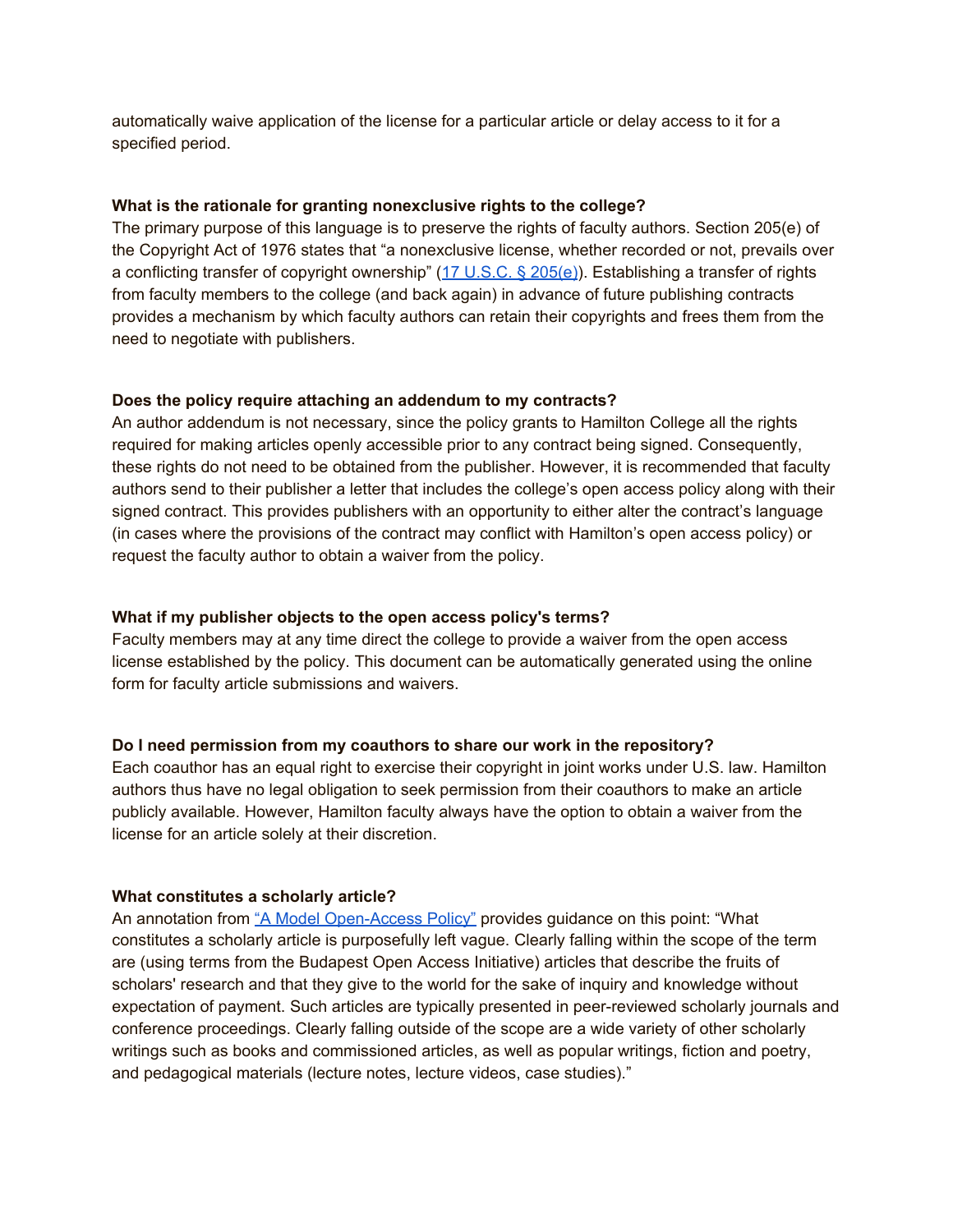automatically waive application of the license for a particular article or delay access to it for a specified period.

**What is the rationale for granting nonexclusive rights to the college?**

The primary purpose of this language is to preserve the rights of faculty authors. Section 205(e) of the Copyright Act of 1976 states that "a nonexclusive license, whether recorded or not, prevails over a conflicting transfer of copyright ownership" ([17 U.S.C. § 205(e)](17 U.S.C. § 205(e))). Establishing a transfer of rights from faculty members to the college (and back again) in advance of future publishing contracts provides a mechanism by which faculty authors can retain their copyrights and frees them from the need to negotiate with publishers.

**Does the policy require attaching an addendum to my contracts?**

An author addendum is not necessary, since the policy grants to Hamilton College all the rights required for making articles openly accessible prior to any contract being signed. Consequently, these rights do not need to be obtained from the publisher. However, it is recommended that faculty authors send to their publisher a letter that includes the college's open access policy along with their signed contract. This provides publishers with an opportunity to either alter the contract's language (in cases where the provisions of the contract may conflict with Hamilton's open access policy) or request the faculty author to obtain a waiver from the policy.

**What if my publisher objects to the open access policy's terms?**

Faculty members may at any time direct the college to provide a waiver from the open access license established by the policy. This document can be automatically generated using the online form for faculty article submissions and waivers.

**Do I need permission from my coauthors to share our work in the repository?**

Each coauthor has an equal right to exercise their copyright in joint works under U.S. law. Hamilton authors thus have no legal obligation to seek permission from their coauthors to make an article publicly available. However, Hamilton faculty always have the option to obtain a waiver from the license for an article solely at their discretion.

**What constitutes a scholarly article?**

An annotation from ["A Model Open-Access Policy"](A Model Open-Access Policy) provides guidance on this point: "What constitutes a scholarly article is purposefully left vague. Clearly falling within the scope of the term are (using terms from the Budapest Open Access Initiative) articles that describe the fruits of scholars' research and that they give to the world for the sake of inquiry and knowledge without expectation of payment. Such articles are typically presented in peer-reviewed scholarly journals and conference proceedings. Clearly falling outside of the scope are a wide variety of other scholarly writings such as books and commissioned articles, as well as popular writings, fiction and poetry, and pedagogical materials (lecture notes, lecture videos, case studies)."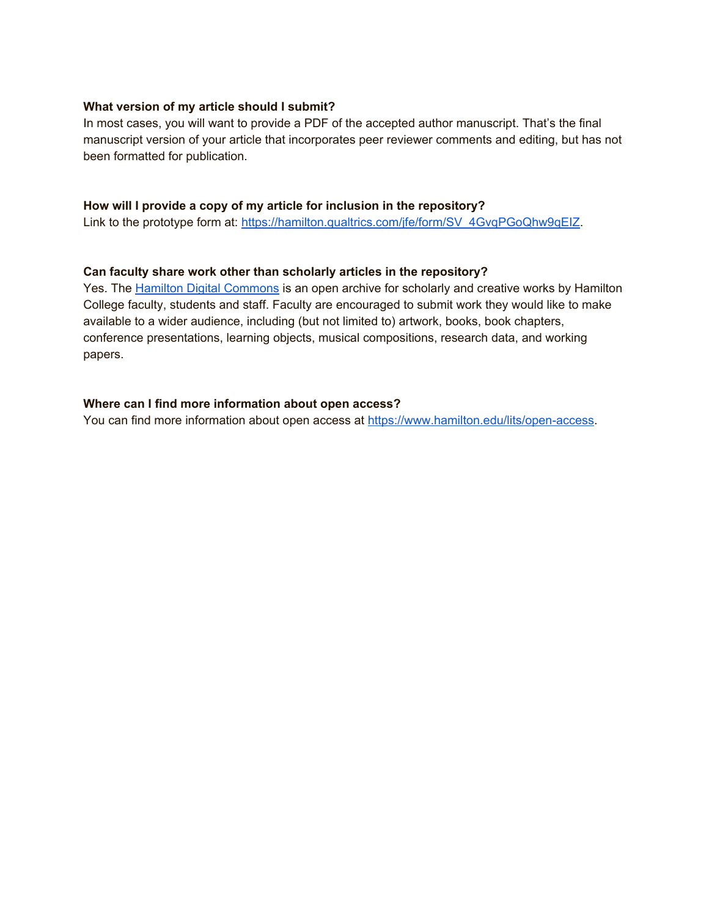**What version of my article should I submit?**

In most cases, you will want to provide a PDF of the accepted author manuscript. That's the final manuscript version of your article that incorporates peer reviewer comments and editing, but has not been formatted for publication.

**How will I provide a copy of my article for inclusion in the repository?**

Link to the prototype form at: [https://hamilton.qualtrics.com/jfe/form/SV_4GvqPGoQhw9qEIZ](https://hamilton.qualtrics.com/jfe/form/SV_4GvqPGoQhw9qEIZ).

**Can faculty share work other than scholarly articles in the repository?**

Yes. The Hamilton Digital Commons is an open archive for scholarly and creative works by Hamilton College faculty, students and staff. Faculty are encouraged to submit work they would like to make available to a wider audience, including (but not limited to) artwork, books, book chapters, conference presentations, learning objects, musical compositions, research data, and working papers.

**Where can I find more information about open access?**

You can find more information about open access at [https://www.hamilton.edu/lits/open-access](https://www.hamilton.edu/lits/open-access).